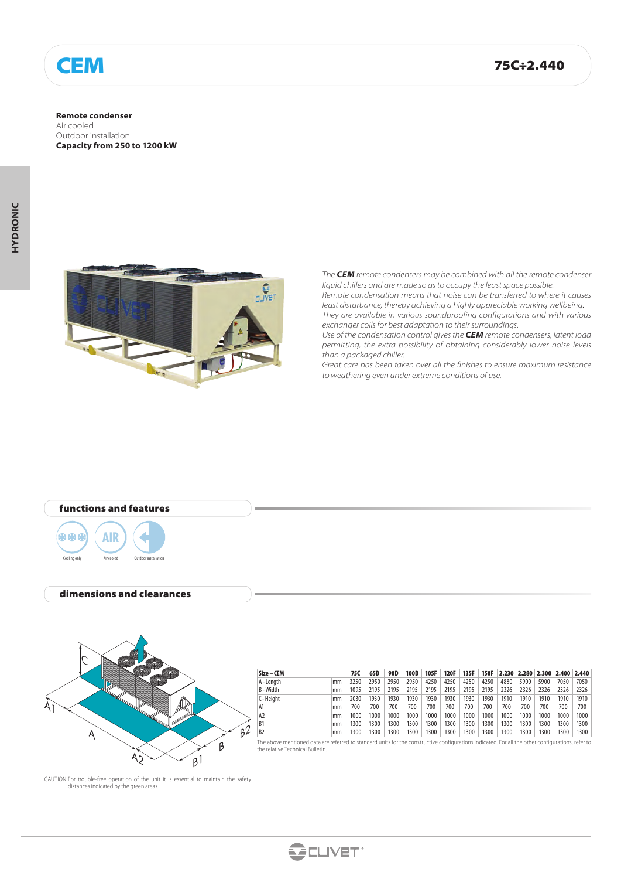# CEM

## 75C÷2.440

**Remote condenser**
Air cooled
Outdoor installation
**Capacity from 250 to 1200 kW**

HYDRONIC

*The **CEM** remote condensers may be combined with all the remote condenser liquid chillers and are made so as to occupy the least space possible.*
*Remote condensation means that noise can be transferred to where it causes least disturbance, thereby achieving a highly appreciable working wellbeing.*
*They are available in various soundproofing configurations and with various exchanger coils for best adaptation to their surroundings.*
*Use of the condensation control gives the **CEM** remote condensers, latent load permitting, the extra possibility of obtaining considerably lower noise levels than a packaged chiller.*
*Great care has been taken over all the finishes to ensure maximum resistance to weathering even under extreme conditions of use.*

## functions and features

Cooling only · Air cooled · Outdoor installation

## dimensions and clearances

| Size – CEM | | 75C | 65D | 90D | 100D | 105F | 120F | 135F | 150F | 2.230 | 2.280 | 2.300 | 2.400 | 2.440 |
|---|---|---|---|---|---|---|---|---|---|---|---|---|---|---|
| A - Length | mm | 3250 | 2950 | 2950 | 2950 | 4250 | 4250 | 4250 | 4250 | 4880 | 5900 | 5900 | 7050 | 7050 |
| B - Width | mm | 1095 | 2195 | 2195 | 2195 | 2195 | 2195 | 2195 | 2195 | 2326 | 2326 | 2326 | 2326 | 2326 |
| C - Height | mm | 2030 | 1930 | 1930 | 1930 | 1930 | 1930 | 1930 | 1930 | 1910 | 1910 | 1910 | 1910 | 1910 |
| A1 | mm | 700 | 700 | 700 | 700 | 700 | 700 | 700 | 700 | 700 | 700 | 700 | 700 | 700 |
| A2 | mm | 1000 | 1000 | 1000 | 1000 | 1000 | 1000 | 1000 | 1000 | 1000 | 1000 | 1000 | 1000 | 1000 |
| B1 | mm | 1300 | 1300 | 1300 | 1300 | 1300 | 1300 | 1300 | 1300 | 1300 | 1300 | 1300 | 1300 | 1300 |
| B2 | mm | 1300 | 1300 | 1300 | 1300 | 1300 | 1300 | 1300 | 1300 | 1300 | 1300 | 1300 | 1300 | 1300 |

The above mentioned data are referred to standard units for the constructive configurations indicated. For all the other configurations, refer to the relative Technical Bulletin.

CAUTION! For trouble-free operation of the unit it is essential to maintain the safety distances indicated by the green areas.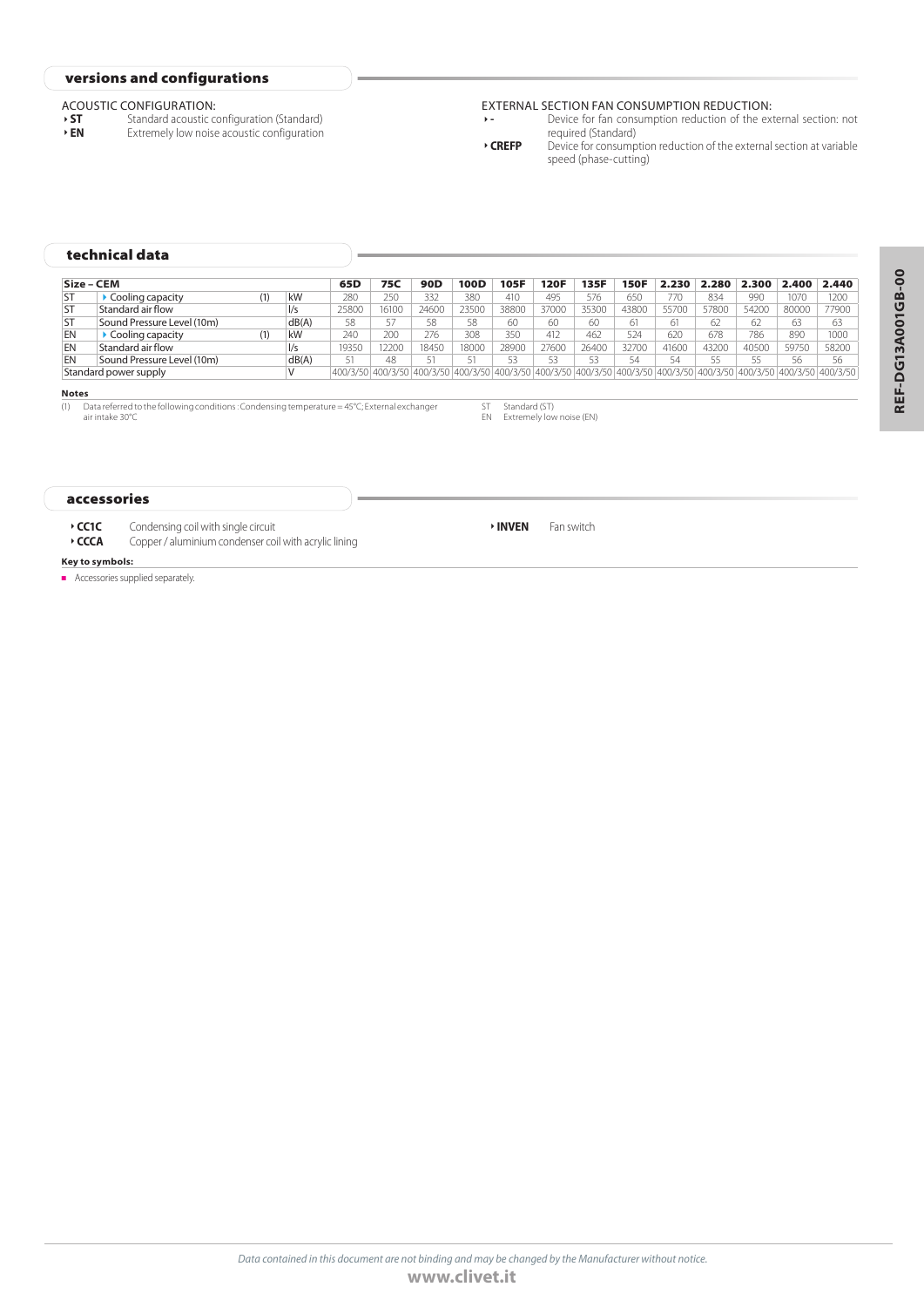## versions and configurations

ACOUSTIC CONFIGURATION:
- **ST** Standard acoustic configuration (Standard)
- **EN** Extremely low noise acoustic configuration

EXTERNAL SECTION FAN CONSUMPTION REDUCTION:
- **-** Device for fan consumption reduction of the external section: not required (Standard)
- **CREFP** Device for consumption reduction of the external section at variable speed (phase-cutting)

## technical data

| Size – CEM | | | | 65D | 75C | 90D | 100D | 105F | 120F | 135F | 150F | 2.230 | 2.280 | 2.300 | 2.400 | 2.440 |
|---|---|---|---|---|---|---|---|---|---|---|---|---|---|---|---|---|
| ST | Cooling capacity | (1) | kW | 280 | 250 | 332 | 380 | 410 | 495 | 576 | 650 | 770 | 834 | 990 | 1070 | 1200 |
| ST | Standard air flow | | l/s | 25800 | 16100 | 24600 | 23500 | 38800 | 37000 | 35300 | 43800 | 55700 | 57800 | 54200 | 80000 | 77900 |
| ST | Sound Pressure Level (10m) | | dB(A) | 58 | 57 | 58 | 58 | 60 | 60 | 60 | 61 | 61 | 62 | 62 | 63 | 63 |
| EN | Cooling capacity | (1) | kW | 240 | 200 | 276 | 308 | 350 | 412 | 462 | 524 | 620 | 678 | 786 | 890 | 1000 |
| EN | Standard air flow | | l/s | 19350 | 12200 | 18450 | 18000 | 28900 | 27600 | 26400 | 32700 | 41600 | 43200 | 40500 | 59750 | 58200 |
| EN | Sound Pressure Level (10m) | | dB(A) | 51 | 48 | 51 | 51 | 53 | 53 | 53 | 54 | 54 | 55 | 55 | 56 | 56 |
| Standard power supply | | | V | 400/3/50 | 400/3/50 | 400/3/50 | 400/3/50 | 400/3/50 | 400/3/50 | 400/3/50 | 400/3/50 | 400/3/50 | 400/3/50 | 400/3/50 | 400/3/50 | 400/3/50 |

**Notes**

(1) Data referred to the following conditions : Condensing temperature = 45°C; External exchanger air intake 30°C

ST Standard (ST)
EN Extremely low noise (EN)

## accessories

- **CC1C** Condensing coil with single circuit
- **CCCA** Copper / aluminium condenser coil with acrylic lining
- **INVEN** Fan switch

**Key to symbols:**

- Accessories supplied separately.

*Data contained in this document are not binding and may be changed by the Manufacturer without notice.*

**www.clivet.it**